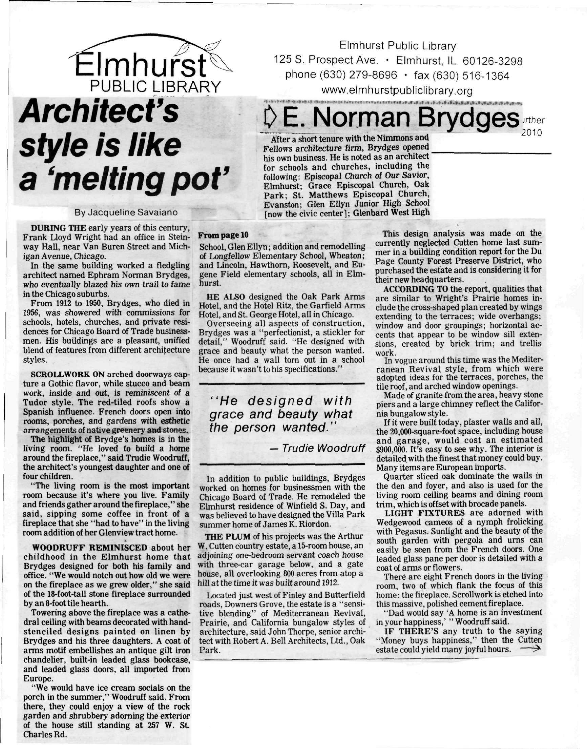Elmhurst Public Library
125 S. Prospect Ave. • Elmhurst, IL 60126-3298
phone (630) 279-8696 • fax (630) 516-1364
www.elmhurstpubliclibrary.org

# Architect's style is like a 'melting pot'

## E. Norman Brydges

By Jacqueline Savaiano

**DURING THE** early years of this century, Frank Lloyd Wright had an office in Steinway Hall, near Van Buren Street and Michigan Avenue, Chicago.

In the same building worked a fledgling architect named Ephram Norman Brydges, who eventually blazed his own trail to fame in the Chicago suburbs.

From 1912 to 1950, Brydges, who died in 1956, was showered with commissions for schools, hotels, churches, and private residences for Chicago Board of Trade businessmen. His buildings are a pleasant, unified blend of features from different architecture styles.

**SCROLLWORK ON** arched doorways capture a Gothic flavor, while stucco and beam work, inside and out, is reminiscent of a Tudor style. The red-tiled roofs show a Spanish influence. French doors open into rooms, porches, and gardens with esthetic arrangements of native greenery and stones.

The highlight of Brydge's homes is in the living room. "He loved to build a home around the fireplace," said Trudie Woodruff, the architect's youngest daughter and one of four children.

"The living room is the most important room because it's where you live. Family and friends gather around the fireplace," she said, sipping some coffee in front of a fireplace that she "had to have" in the living room addition of her Glenview tract home.

**WOODRUFF REMINISCED** about her childhood in the Elmhurst home that Brydges designed for both his family and office. "We would notch out how old we were on the fireplace as we grew older," she said of the 18-foot-tall stone fireplace surrounded by an 8-foot tile hearth.

Towering above the fireplace was a cathedral ceiling with beams decorated with hand-stenciled designs painted on linen by Brydges and his three daughters. A coat of arms motif embellishes an antique gilt iron chandelier, built-in leaded glass bookcase, and leaded glass doors, all imported from Europe.

"We would have ice cream socials on the porch in the summer," Woodruff said. From there, they could enjoy a view of the rock garden and shrubbery adorning the exterior of the house still standing at 257 W. St. Charles Rd.

After a short tenure with the Nimmons and Fellows architecture firm, Brydges opened his own business. He is noted as an architect for schools and churches, including the following: Episcopal Church of Our Savior, Elmhurst; Grace Episcopal Church, Oak Park; St. Matthews Episcopal Church, Evanston; Glen Ellyn Junior High School [now the civic center]; Glenbard West High

**From page 10**

School, Glen Ellyn; addition and remodelling of Longfellow Elementary School, Wheaton; and Lincoln, Hawthorn, Roosevelt, and Eugene Field elementary schools, all in Elmhurst.

**HE ALSO** designed the Oak Park Arms Hotel, and the Hotel Ritz, the Garfield Arms Hotel, and St. George Hotel, all in Chicago.

Overseeing all aspects of construction, Brydges was a "perfectionist, a stickler for detail," Woodruff said. "He designed with grace and beauty what the person wanted. He once had a wall torn out in a school because it wasn't to his specifications."

> *"He designed with grace and beauty what the person wanted."*
>
> *— Trudie Woodruff*

In addition to public buildings, Brydges worked on homes for businessmen with the Chicago Board of Trade. He remodeled the Elmhurst residence of Winfield S. Day, and was believed to have designed the Villa Park summer home of James K. Riordon.

**THE PLUM** of his projects was the Arthur W. Cutten country estate, a 15-room house, an adjoining one-bedroom servant coach house with three-car garage below, and a gate house, all overlooking 800 acres from atop a hill at the time it was built around 1912.

Located just west of Finley and Butterfield roads, Downers Grove, the estate is a "sensitive blending" of Mediterranean Revival, Prairie, and California bungalow styles of architecture, said John Thorpe, senior architect with Robert A. Bell Architects, Ltd., Oak Park.

This design analysis was made on the currently neglected Cutten home last summer in a building condition report for the Du Page County Forest Preserve District, who purchased the estate and is considering it for their new headquarters.

**ACCORDING TO** the report, qualities that are similar to Wright's Prairie homes include the cross-shaped plan created by wings extending to the terraces; wide overhangs; window and door groupings; horizontal accents that appear to be window sill extensions, created by brick trim; and trellis work.

In vogue around this time was the Mediterranean Revival style, from which were adopted ideas for the terraces, porches, the tile roof, and arched window openings.

Made of granite from the area, heavy stone piers and a large chimney reflect the California bungalow style.

If it were built today, plaster walls and all, the 20,000-square-foot space, including house and garage, would cost an estimated $900,000. It's easy to see why. The interior is detailed with the finest that money could buy. Many items are European imports.

Quarter sliced oak dominate the walls in the den and foyer, and also is used for the living room ceiling beams and dining room trim, which is offset with brocade panels.

**LIGHT FIXTURES** are adorned with Wedgewood cameos of a nymph frolicking with Pegasus. Sunlight and the beauty of the south garden with pergola and urns can easily be seen from the French doors. One leaded glass pane per door is detailed with a coat of arms or flowers.

There are eight French doors in the living room, two of which flank the focus of this home: the fireplace. Scrollwork is etched into this massive, polished cement fireplace.

"Dad would say 'A home is an investment in your happiness,'" Woodruff said.

**IF THERE'S** any truth to the saying "Money buys happiness," then the Cutten estate could yield many joyful hours.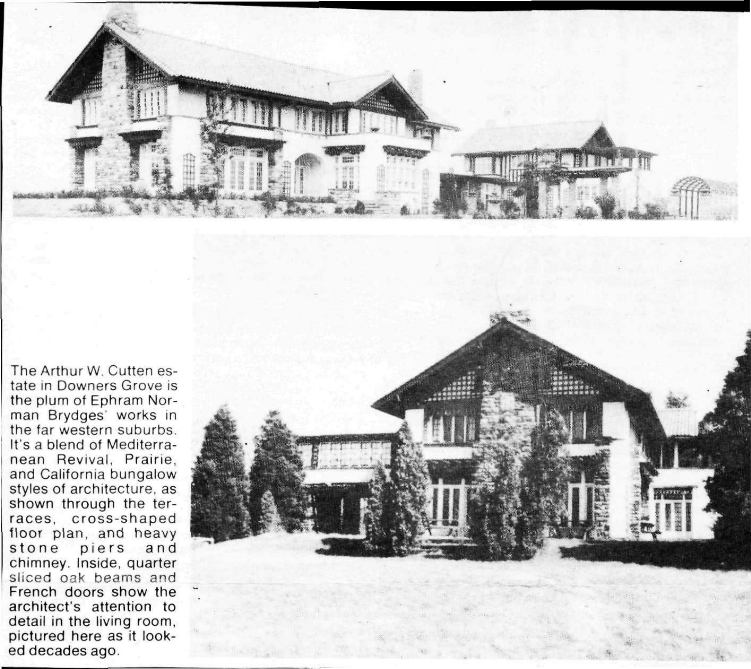The Arthur W. Cutten estate in Downers Grove is the plum of Ephram Norman Brydges' works in the far western suburbs. It's a blend of Mediterranean Revival, Prairie, and California bungalow styles of architecture, as shown through the terraces, cross-shaped floor plan, and heavy stone piers and chimney. Inside, quarter sliced oak beams and French doors show the architect's attention to detail in the living room, pictured here as it looked decades ago.